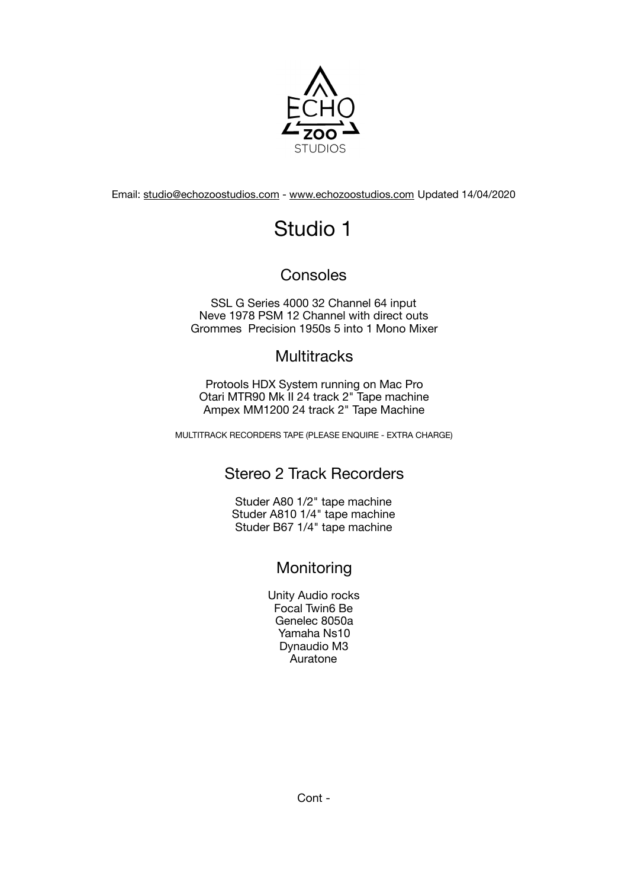ECHO ZOO STUDIOS

Email: studio@echozoostudios.com - www.echozoostudios.com Updated 14/04/2020

# Studio 1

## Consoles

SSL G Series 4000 32 Channel 64 input
Neve 1978 PSM 12 Channel with direct outs
Grommes Precision 1950s 5 into 1 Mono Mixer

## Multitracks

Protools HDX System running on Mac Pro
Otari MTR90 Mk II 24 track 2" Tape machine
Ampex MM1200 24 track 2" Tape Machine

MULTITRACK RECORDERS TAPE (PLEASE ENQUIRE - EXTRA CHARGE)

## Stereo 2 Track Recorders

Studer A80 1/2" tape machine
Studer A810 1/4" tape machine
Studer B67 1/4" tape machine

## Monitoring

Unity Audio rocks
Focal Twin6 Be
Genelec 8050a
Yamaha Ns10
Dynaudio M3
Auratone

Cont -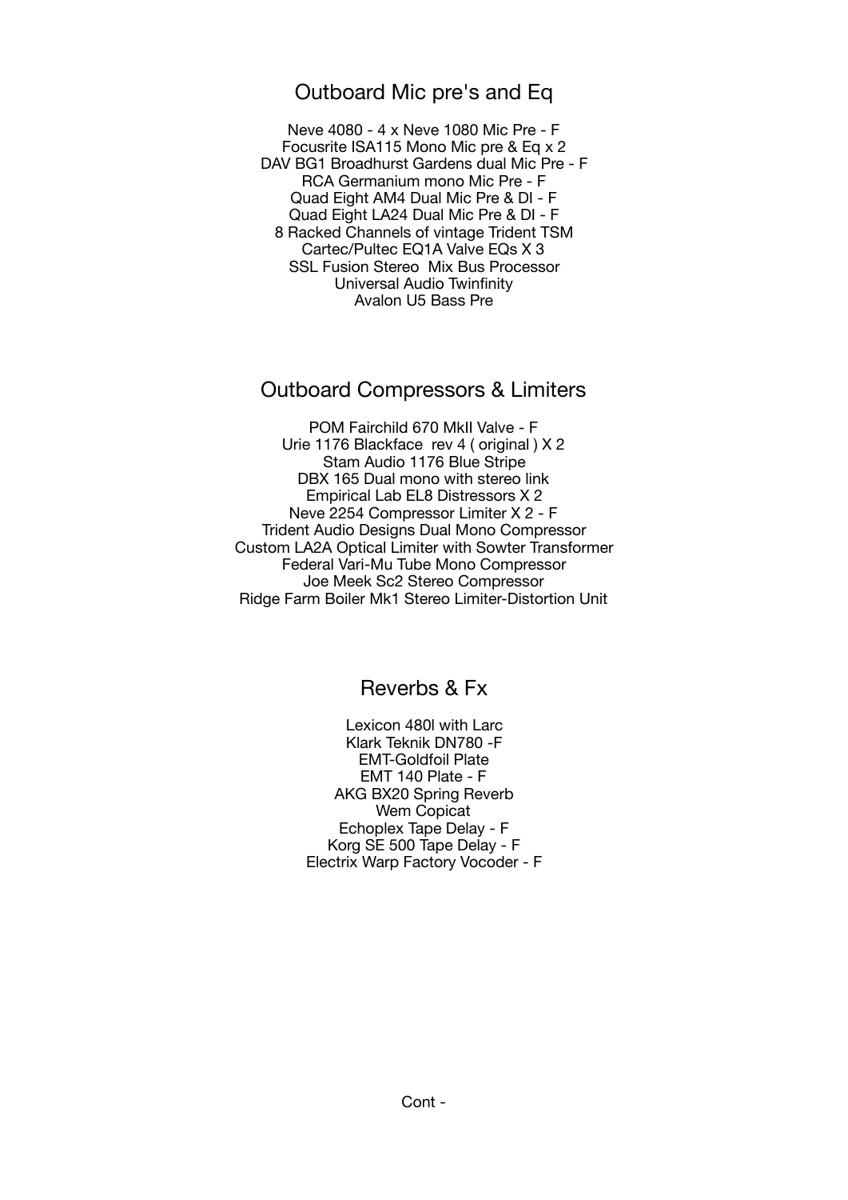## Outboard Mic pre's and Eq

Neve 4080 - 4 x Neve 1080 Mic Pre - F
Focusrite ISA115 Mono Mic pre & Eq x 2
DAV BG1 Broadhurst Gardens dual Mic Pre - F
RCA Germanium mono Mic Pre - F
Quad Eight AM4 Dual Mic Pre & DI - F
Quad Eight LA24 Dual Mic Pre & DI - F
8 Racked Channels of vintage Trident TSM
Cartec/Pultec EQ1A Valve EQs X 3
SSL Fusion Stereo  Mix Bus Processor
Universal Audio Twinfinity
Avalon U5 Bass Pre

## Outboard Compressors & Limiters

POM Fairchild 670 MkII Valve - F
Urie 1176 Blackface  rev 4 ( original ) X 2
Stam Audio 1176 Blue Stripe
DBX 165 Dual mono with stereo link
Empirical Lab EL8 Distressors X 2
Neve 2254 Compressor Limiter X 2 - F
Trident Audio Designs Dual Mono Compressor
Custom LA2A Optical Limiter with Sowter Transformer
Federal Vari-Mu Tube Mono Compressor
Joe Meek Sc2 Stereo Compressor
Ridge Farm Boiler Mk1 Stereo Limiter-Distortion Unit

## Reverbs & Fx

Lexicon 480l with Larc
Klark Teknik DN780 -F
EMT-Goldfoil Plate
EMT 140 Plate - F
AKG BX20 Spring Reverb
Wem Copicat
Echoplex Tape Delay - F
Korg SE 500 Tape Delay - F
Electrix Warp Factory Vocoder - F

Cont -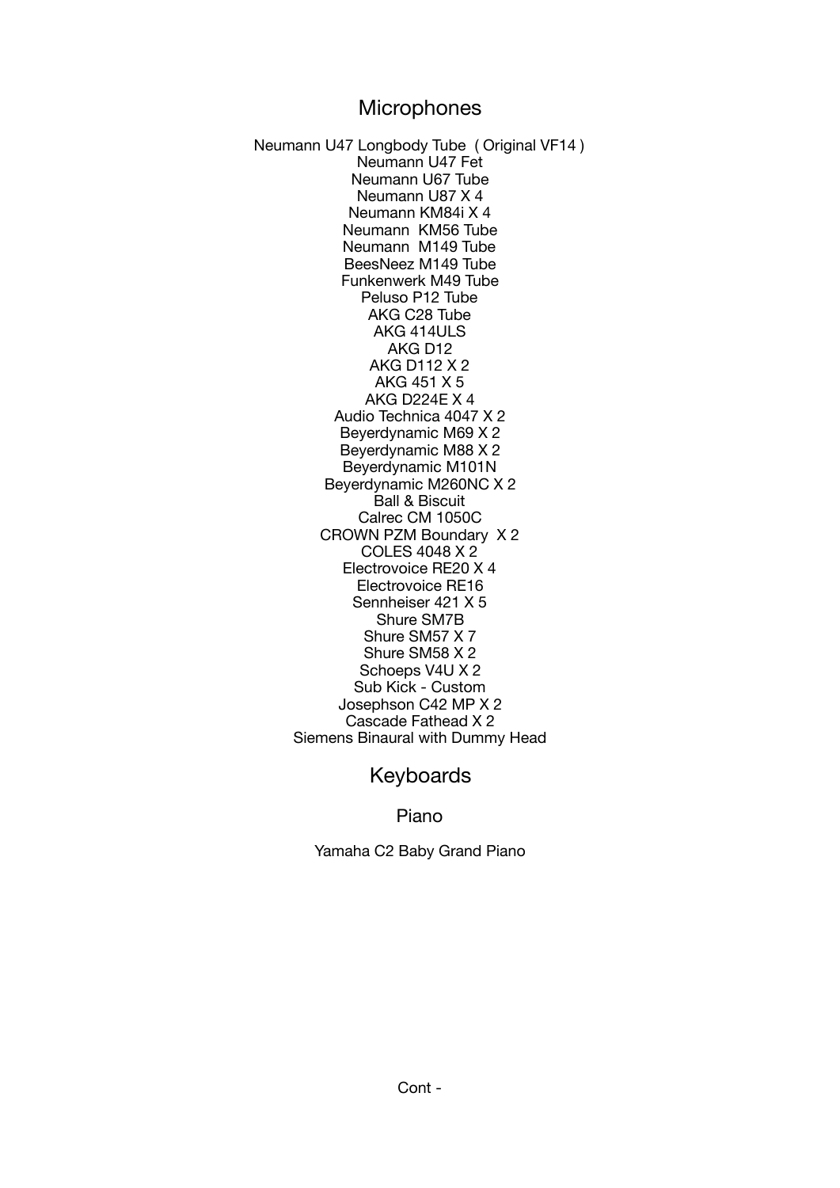## Microphones

Neumann U47 Longbody Tube ( Original VF14 )
Neumann U47 Fet
Neumann U67 Tube
Neumann U87 X 4
Neumann KM84i X 4
Neumann KM56 Tube
Neumann M149 Tube
BeesNeez M149 Tube
Funkenwerk M49 Tube
Peluso P12 Tube
AKG C28 Tube
AKG 414ULS
AKG D12
AKG D112 X 2
AKG 451 X 5
AKG D224E X 4
Audio Technica 4047 X 2
Beyerdynamic M69 X 2
Beyerdynamic M88 X 2
Beyerdynamic M101N
Beyerdynamic M260NC X 2
Ball & Biscuit
Calrec CM 1050C
CROWN PZM Boundary X 2
COLES 4048 X 2
Electrovoice RE20 X 4
Electrovoice RE16
Sennheiser 421 X 5
Shure SM7B
Shure SM57 X 7
Shure SM58 X 2
Schoeps V4U X 2
Sub Kick - Custom
Josephson C42 MP X 2
Cascade Fathead X 2
Siemens Binaural with Dummy Head

## Keyboards

### Piano

Yamaha C2 Baby Grand Piano

Cont -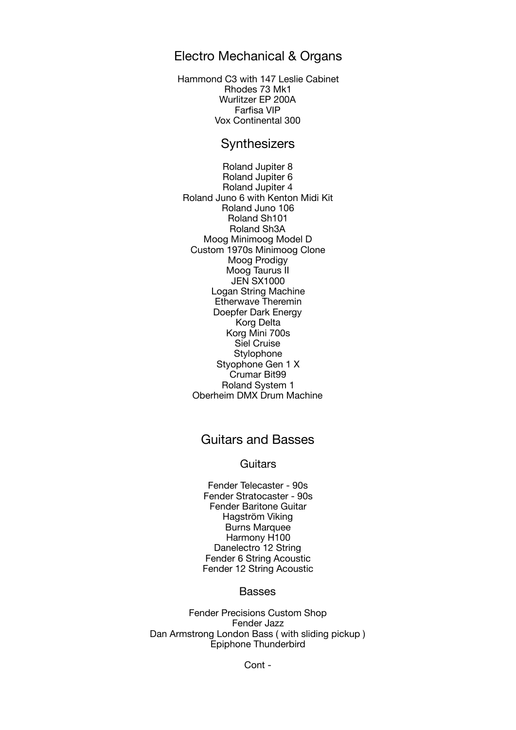## Electro Mechanical & Organs

Hammond C3 with 147 Leslie Cabinet
Rhodes 73 Mk1
Wurlitzer EP 200A
Farfisa VIP
Vox Continental 300

## Synthesizers

Roland Jupiter 8
Roland Jupiter 6
Roland Jupiter 4
Roland Juno 6 with Kenton Midi Kit
Roland Juno 106
Roland Sh101
Roland Sh3A
Moog Minimoog Model D
Custom 1970s Minimoog Clone
Moog Prodigy
Moog Taurus II
JEN SX1000
Logan String Machine
Etherwave Theremin
Doepfer Dark Energy
Korg Delta
Korg Mini 700s
Siel Cruise
Stylophone
Styophone Gen 1 X
Crumar Bit99
Roland System 1
Oberheim DMX Drum Machine

## Guitars and Basses

### Guitars

Fender Telecaster - 90s
Fender Stratocaster - 90s
Fender Baritone Guitar
Hagström Viking
Burns Marquee
Harmony H100
Danelectro 12 String
Fender 6 String Acoustic
Fender 12 String Acoustic

### Basses

Fender Precisions Custom Shop
Fender Jazz
Dan Armstrong London Bass ( with sliding pickup )
Epiphone Thunderbird

Cont -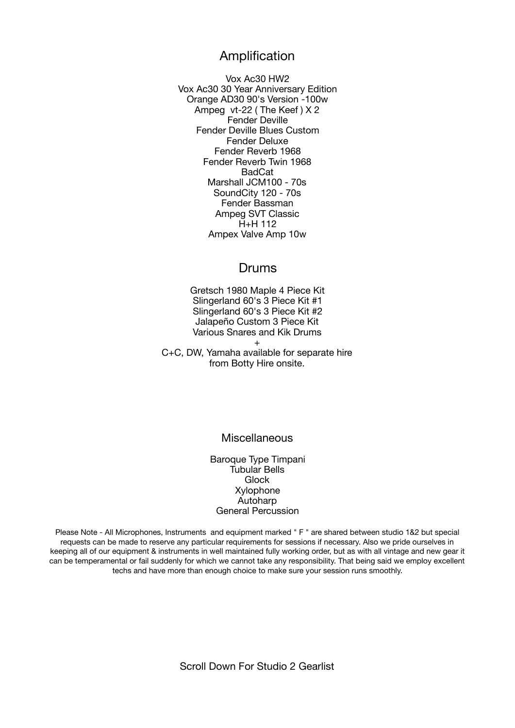## Amplification

Vox Ac30 HW2
Vox Ac30 30 Year Anniversary Edition
Orange AD30 90's Version -100w
Ampeg vt-22 ( The Keef ) X 2
Fender Deville
Fender Deville Blues Custom
Fender Deluxe
Fender Reverb 1968
Fender Reverb Twin 1968
BadCat
Marshall JCM100 - 70s
SoundCity 120 - 70s
Fender Bassman
Ampeg SVT Classic
H+H 112
Ampex Valve Amp 10w

## Drums

Gretsch 1980 Maple 4 Piece Kit
Slingerland 60's 3 Piece Kit #1
Slingerland 60's 3 Piece Kit #2
Jalapeño Custom 3 Piece Kit
Various Snares and Kik Drums
+
C+C, DW, Yamaha available for separate hire
from Botty Hire onsite.

## Miscellaneous

Baroque Type Timpani
Tubular Bells
Glock
Xylophone
Autoharp
General Percussion

Please Note - All Microphones, Instruments and equipment marked " F " are shared between studio 1&2 but special requests can be made to reserve any particular requirements for sessions if necessary. Also we pride ourselves in keeping all of our equipment & instruments in well maintained fully working order, but as with all vintage and new gear it can be temperamental or fail suddenly for which we cannot take any responsibility. That being said we employ excellent techs and have more than enough choice to make sure your session runs smoothly.

Scroll Down For Studio 2 Gearlist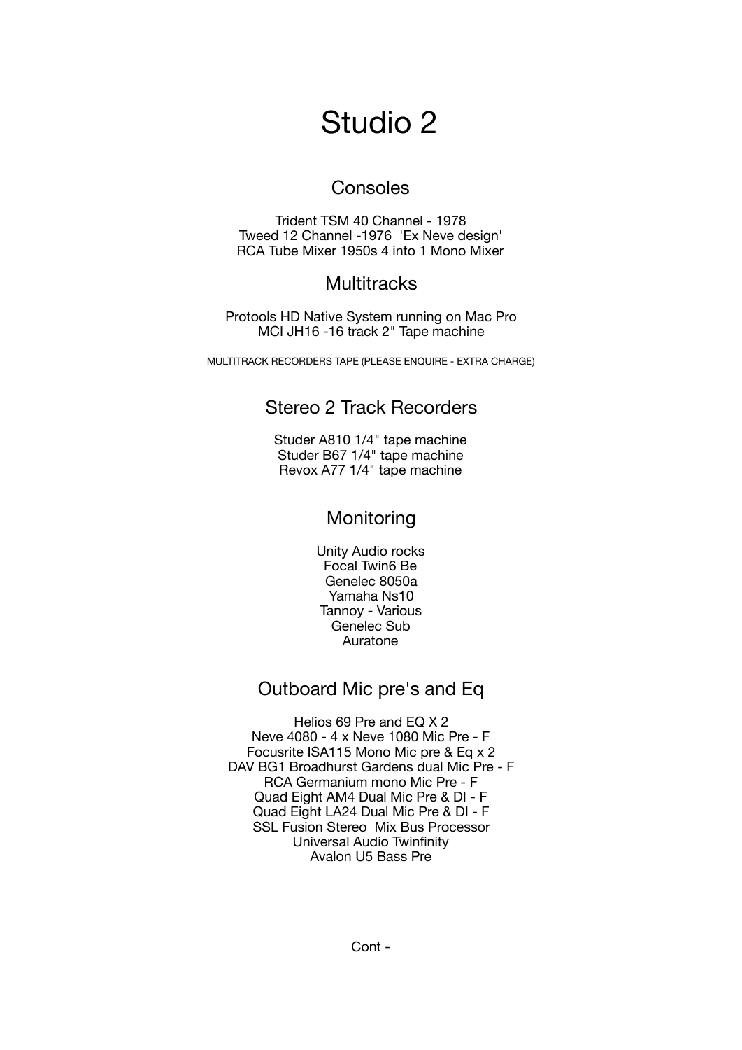# Studio 2

## Consoles

Trident TSM 40 Channel - 1978
Tweed 12 Channel -1976 'Ex Neve design'
RCA Tube Mixer 1950s 4 into 1 Mono Mixer

## Multitracks

Protools HD Native System running on Mac Pro
MCI JH16 -16 track 2" Tape machine

MULTITRACK RECORDERS TAPE (PLEASE ENQUIRE - EXTRA CHARGE)

## Stereo 2 Track Recorders

Studer A810 1/4" tape machine
Studer B67 1/4" tape machine
Revox A77 1/4" tape machine

## Monitoring

Unity Audio rocks
Focal Twin6 Be
Genelec 8050a
Yamaha Ns10
Tannoy - Various
Genelec Sub
Auratone

## Outboard Mic pre's and Eq

Helios 69 Pre and EQ X 2
Neve 4080 - 4 x Neve 1080 Mic Pre - F
Focusrite ISA115 Mono Mic pre & Eq x 2
DAV BG1 Broadhurst Gardens dual Mic Pre - F
RCA Germanium mono Mic Pre - F
Quad Eight AM4 Dual Mic Pre & DI - F
Quad Eight LA24 Dual Mic Pre & DI - F
SSL Fusion Stereo Mix Bus Processor
Universal Audio Twinfinity
Avalon U5 Bass Pre

Cont -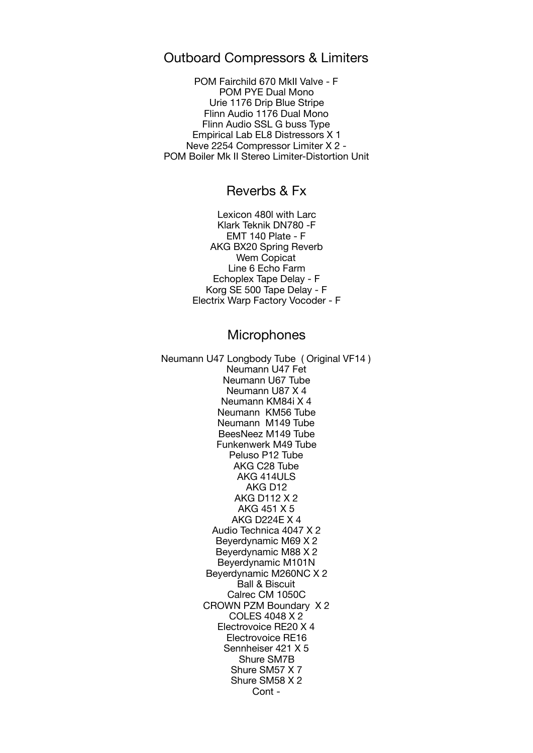## Outboard Compressors & Limiters

POM Fairchild 670 MkII Valve - F
POM PYE Dual Mono
Urie 1176 Drip Blue Stripe
Flinn Audio 1176 Dual Mono
Flinn Audio SSL G buss Type
Empirical Lab EL8 Distressors X 1
Neve 2254 Compressor Limiter X 2 -
POM Boiler Mk II Stereo Limiter-Distortion Unit

## Reverbs & Fx

Lexicon 480l with Larc
Klark Teknik DN780 -F
EMT 140 Plate - F
AKG BX20 Spring Reverb
Wem Copicat
Line 6 Echo Farm
Echoplex Tape Delay - F
Korg SE 500 Tape Delay - F
Electrix Warp Factory Vocoder - F

## Microphones

Neumann U47 Longbody Tube ( Original VF14 )
Neumann U47 Fet
Neumann U67 Tube
Neumann U87 X 4
Neumann KM84i X 4
Neumann KM56 Tube
Neumann M149 Tube
BeesNeez M149 Tube
Funkenwerk M49 Tube
Peluso P12 Tube
AKG C28 Tube
AKG 414ULS
AKG D12
AKG D112 X 2
AKG 451 X 5
AKG D224E X 4
Audio Technica 4047 X 2
Beyerdynamic M69 X 2
Beyerdynamic M88 X 2
Beyerdynamic M101N
Beyerdynamic M260NC X 2
Ball & Biscuit
Calrec CM 1050C
CROWN PZM Boundary X 2
COLES 4048 X 2
Electrovoice RE20 X 4
Electrovoice RE16
Sennheiser 421 X 5
Shure SM7B
Shure SM57 X 7
Shure SM58 X 2
Cont -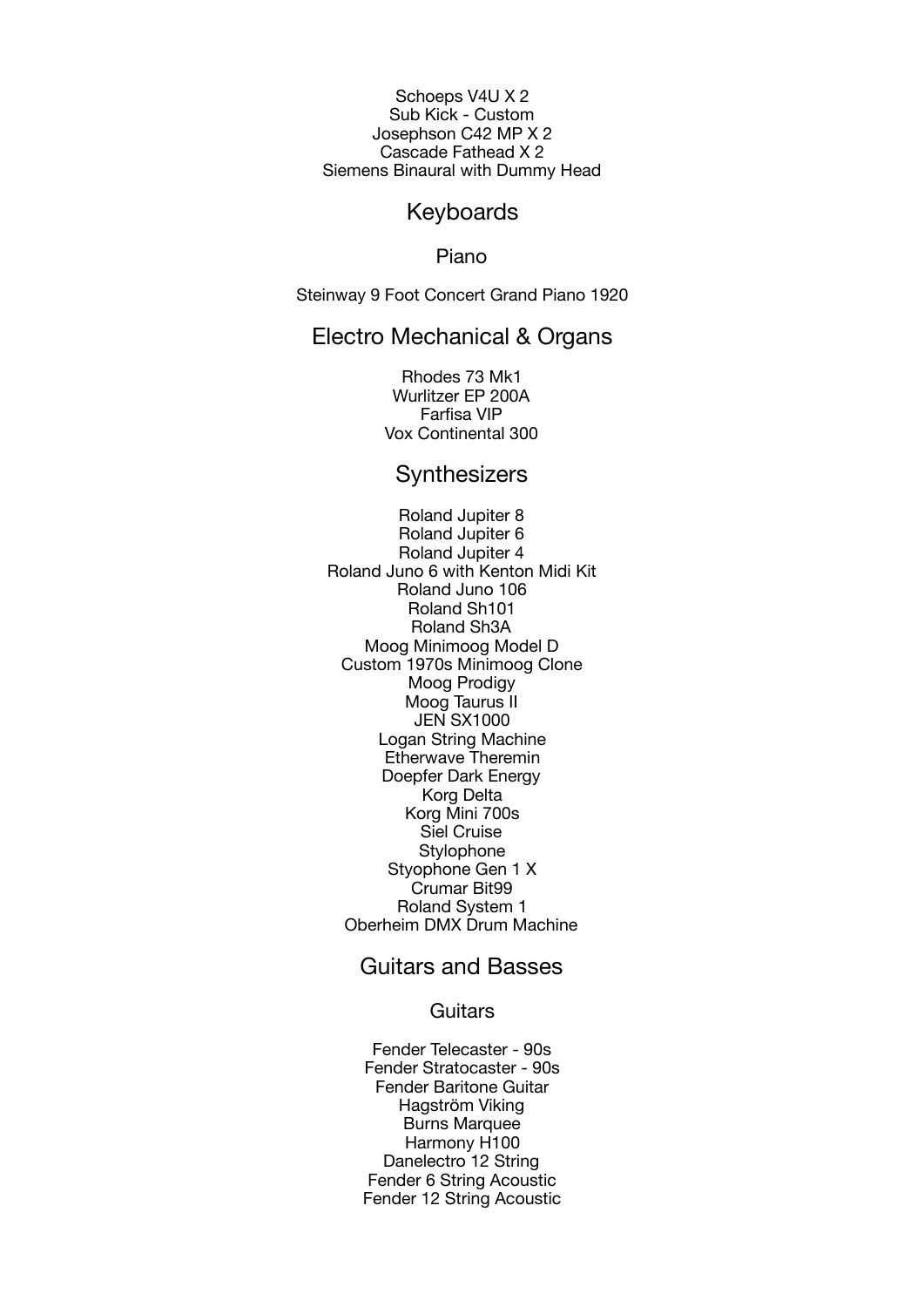Schoeps V4U X 2
Sub Kick - Custom
Josephson C42 MP X 2
Cascade Fathead X 2
Siemens Binaural with Dummy Head

## Keyboards

### Piano

Steinway 9 Foot Concert Grand Piano 1920

## Electro Mechanical & Organs

Rhodes 73 Mk1
Wurlitzer EP 200A
Farfisa VIP
Vox Continental 300

## Synthesizers

Roland Jupiter 8
Roland Jupiter 6
Roland Jupiter 4
Roland Juno 6 with Kenton Midi Kit
Roland Juno 106
Roland Sh101
Roland Sh3A
Moog Minimoog Model D
Custom 1970s Minimoog Clone
Moog Prodigy
Moog Taurus II
JEN SX1000
Logan String Machine
Etherwave Theremin
Doepfer Dark Energy
Korg Delta
Korg Mini 700s
Siel Cruise
Stylophone
Styophone Gen 1 X
Crumar Bit99
Roland System 1
Oberheim DMX Drum Machine

## Guitars and Basses

### Guitars

Fender Telecaster - 90s
Fender Stratocaster - 90s
Fender Baritone Guitar
Hagström Viking
Burns Marquee
Harmony H100
Danelectro 12 String
Fender 6 String Acoustic
Fender 12 String Acoustic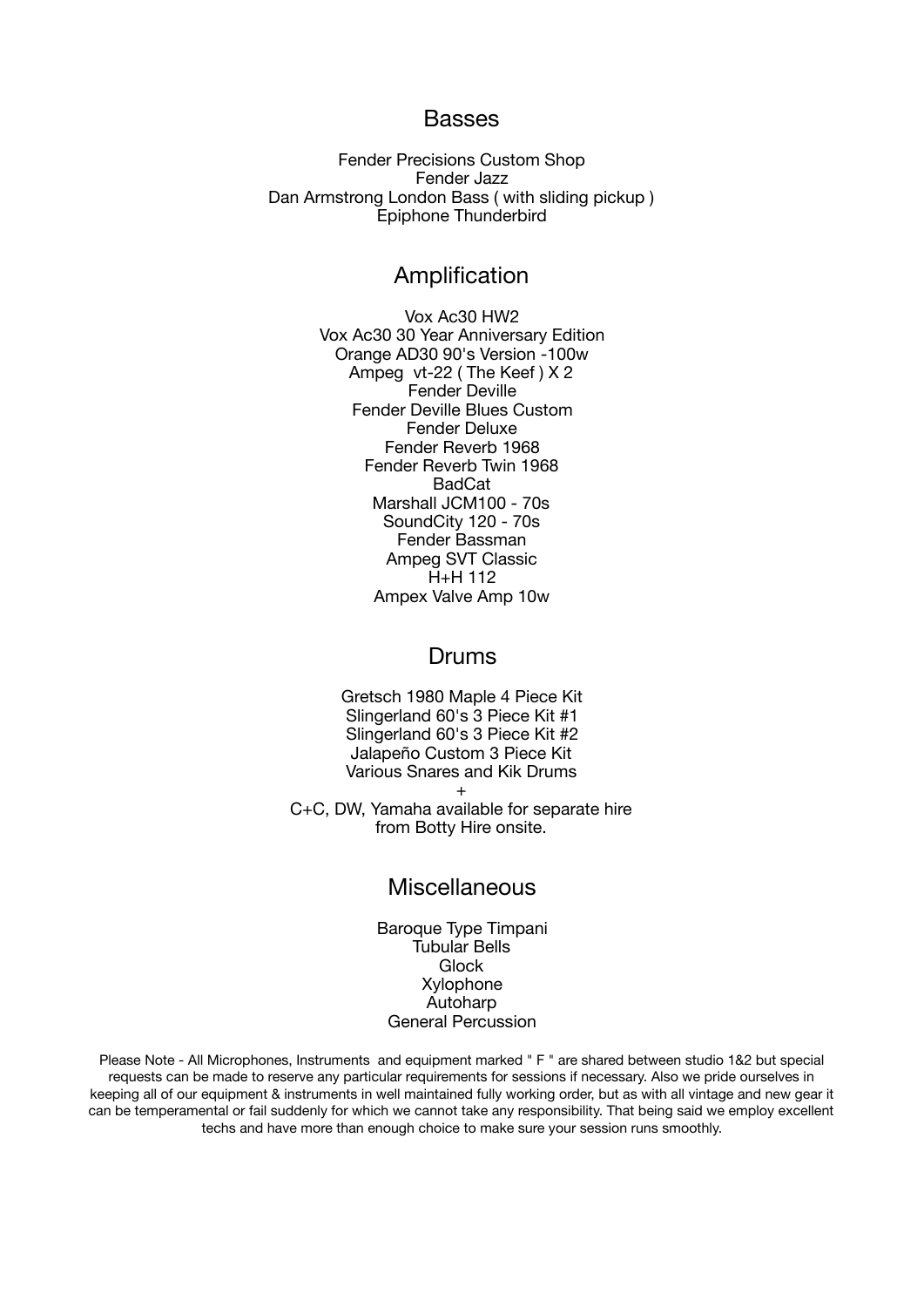## Basses

Fender Precisions Custom Shop
Fender Jazz
Dan Armstrong London Bass ( with sliding pickup )
Epiphone Thunderbird

## Amplification

Vox Ac30 HW2
Vox Ac30 30 Year Anniversary Edition
Orange AD30 90's Version -100w
Ampeg vt-22 ( The Keef ) X 2
Fender Deville
Fender Deville Blues Custom
Fender Deluxe
Fender Reverb 1968
Fender Reverb Twin 1968
BadCat
Marshall JCM100 - 70s
SoundCity 120 - 70s
Fender Bassman
Ampeg SVT Classic
H+H 112
Ampex Valve Amp 10w

## Drums

Gretsch 1980 Maple 4 Piece Kit
Slingerland 60's 3 Piece Kit #1
Slingerland 60's 3 Piece Kit #2
Jalapeño Custom 3 Piece Kit
Various Snares and Kik Drums
+
C+C, DW, Yamaha available for separate hire
from Botty Hire onsite.

## Miscellaneous

Baroque Type Timpani
Tubular Bells
Glock
Xylophone
Autoharp
General Percussion

Please Note - All Microphones, Instruments and equipment marked " F " are shared between studio 1&2 but special requests can be made to reserve any particular requirements for sessions if necessary. Also we pride ourselves in keeping all of our equipment & instruments in well maintained fully working order, but as with all vintage and new gear it can be temperamental or fail suddenly for which we cannot take any responsibility. That being said we employ excellent techs and have more than enough choice to make sure your session runs smoothly.